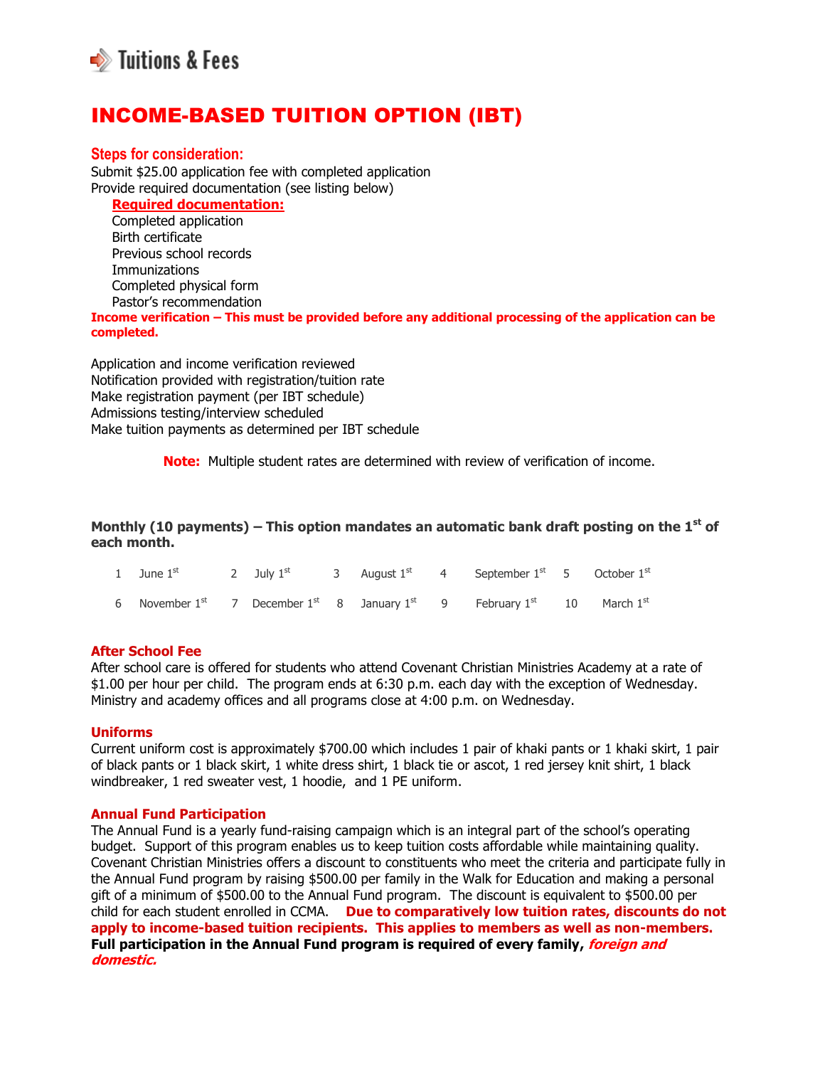# Tuitions & Fees

## INCOME-BASED TUITION OPTION (IBT)

### Steps for consideration:

Submit $25.00 application fee with completed application
Provide required documentation (see listing below)

**Required documentation:**

- Completed application
- Birth certificate
- Previous school records
- Immunizations
- Completed physical form
- Pastor's recommendation

**Income verification – This must be provided before any additional processing of the application can be completed.**

Application and income verification reviewed
Notification provided with registration/tuition rate
Make registration payment (per IBT schedule)
Admissions testing/interview scheduled
Make tuition payments as determined per IBT schedule

**Note:** Multiple student rates are determined with review of verification of income.

**Monthly (10 payments) – This option mandates an automatic bank draft posting on the 1st of each month.**

| | | | | | | | | | |
|---|---|---|---|---|---|---|---|---|---|
| 1 | June 1st | 2 | July 1st | 3 | August 1st | 4 | September 1st | 5 | October 1st |
| 6 | November 1st | 7 | December 1st | 8 | January 1st | 9 | February 1st | 10 | March 1st |

### After School Fee

After school care is offered for students who attend Covenant Christian Ministries Academy at a rate of $1.00 per hour per child. The program ends at 6:30 p.m. each day with the exception of Wednesday. Ministry and academy offices and all programs close at 4:00 p.m. on Wednesday.

### Uniforms

Current uniform cost is approximately $700.00 which includes 1 pair of khaki pants or 1 khaki skirt, 1 pair of black pants or 1 black skirt, 1 white dress shirt, 1 black tie or ascot, 1 red jersey knit shirt, 1 black windbreaker, 1 red sweater vest, 1 hoodie, and 1 PE uniform.

### Annual Fund Participation

The Annual Fund is a yearly fund-raising campaign which is an integral part of the school's operating budget. Support of this program enables us to keep tuition costs affordable while maintaining quality. Covenant Christian Ministries offers a discount to constituents who meet the criteria and participate fully in the Annual Fund program by raising $500.00 per family in the Walk for Education and making a personal gift of a minimum of $500.00 to the Annual Fund program. The discount is equivalent to $500.00 per child for each student enrolled in CCMA. **Due to comparatively low tuition rates, discounts do not apply to income-based tuition recipients. This applies to members as well as non-members. Full participation in the Annual Fund program is required of every family, *foreign and domestic.***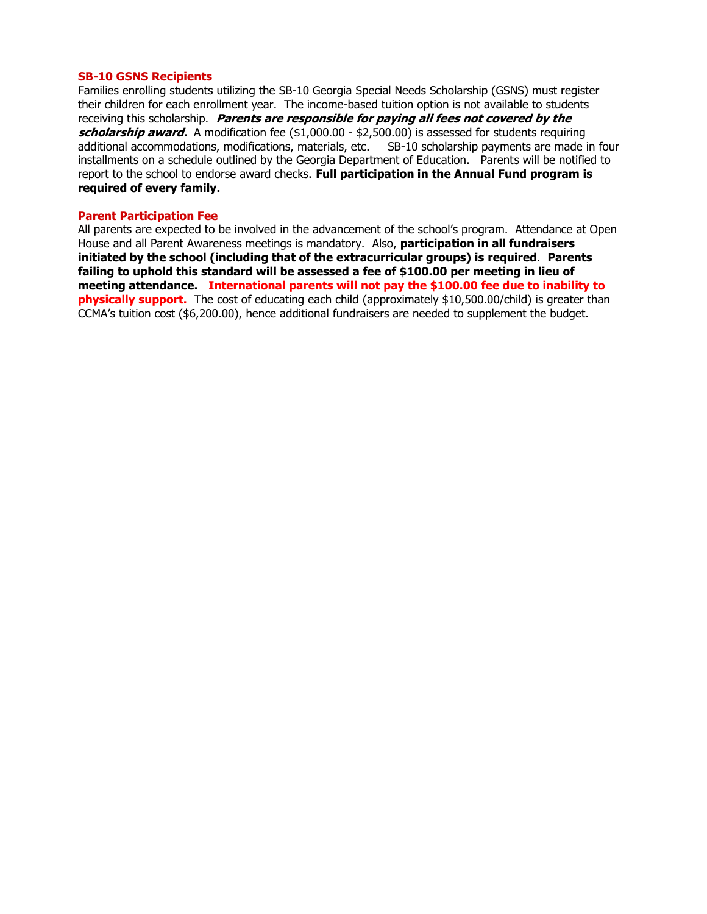### SB-10 GSNS Recipients

Families enrolling students utilizing the SB-10 Georgia Special Needs Scholarship (GSNS) must register their children for each enrollment year. The income-based tuition option is not available to students receiving this scholarship. ***Parents are responsible for paying all fees not covered by the scholarship award.*** A modification fee ($1,000.00 - $2,500.00) is assessed for students requiring additional accommodations, modifications, materials, etc. SB-10 scholarship payments are made in four installments on a schedule outlined by the Georgia Department of Education. Parents will be notified to report to the school to endorse award checks. **Full participation in the Annual Fund program is required of every family.**

### Parent Participation Fee

All parents are expected to be involved in the advancement of the school's program. Attendance at Open House and all Parent Awareness meetings is mandatory. Also, **participation in all fundraisers initiated by the school (including that of the extracurricular groups) is required**. **Parents failing to uphold this standard will be assessed a fee of $100.00 per meeting in lieu of meeting attendance.** **International parents will not pay the $100.00 fee due to inability to physically support.** The cost of educating each child (approximately $10,500.00/child) is greater than CCMA's tuition cost ($6,200.00), hence additional fundraisers are needed to supplement the budget.